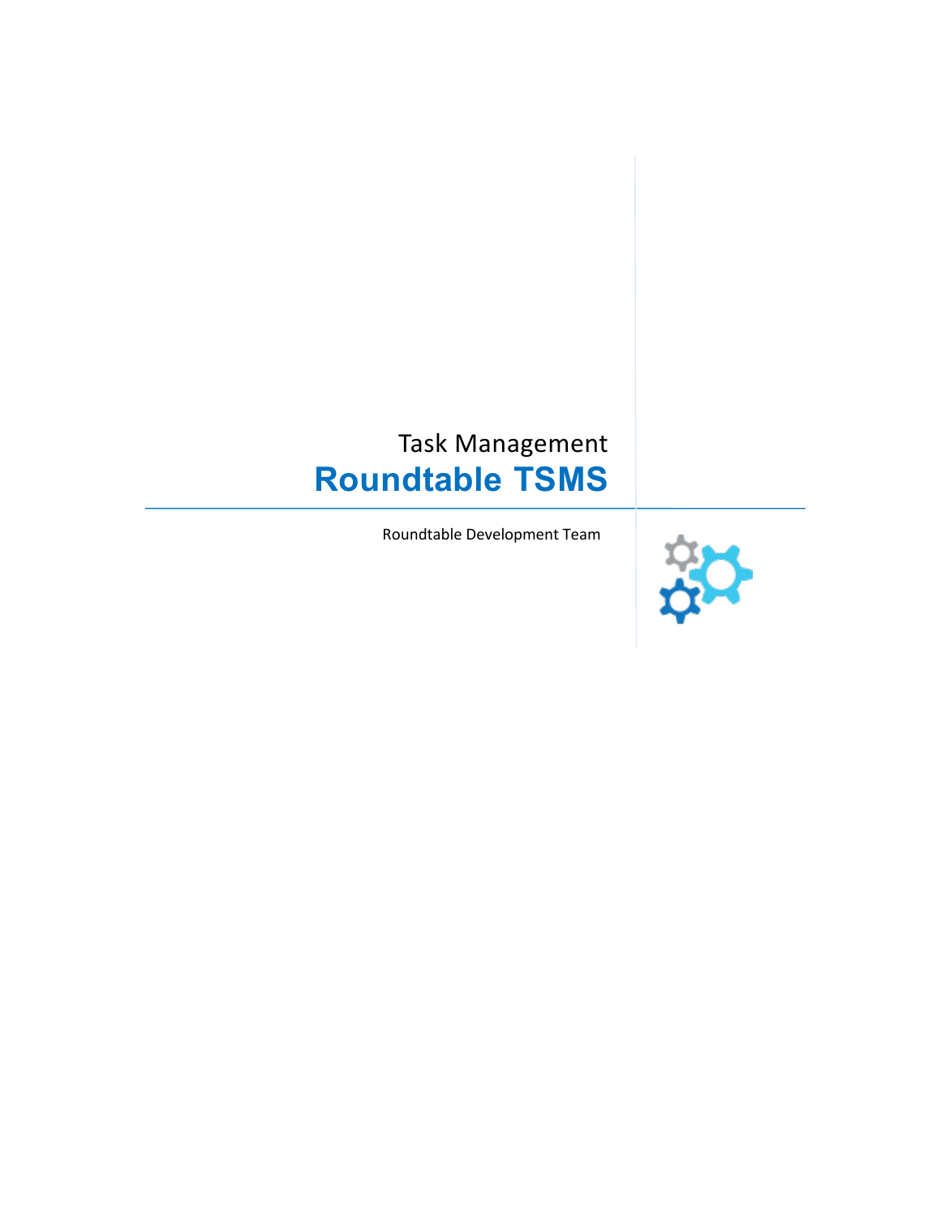Task Management

# Roundtable TSMS

Roundtable Development Team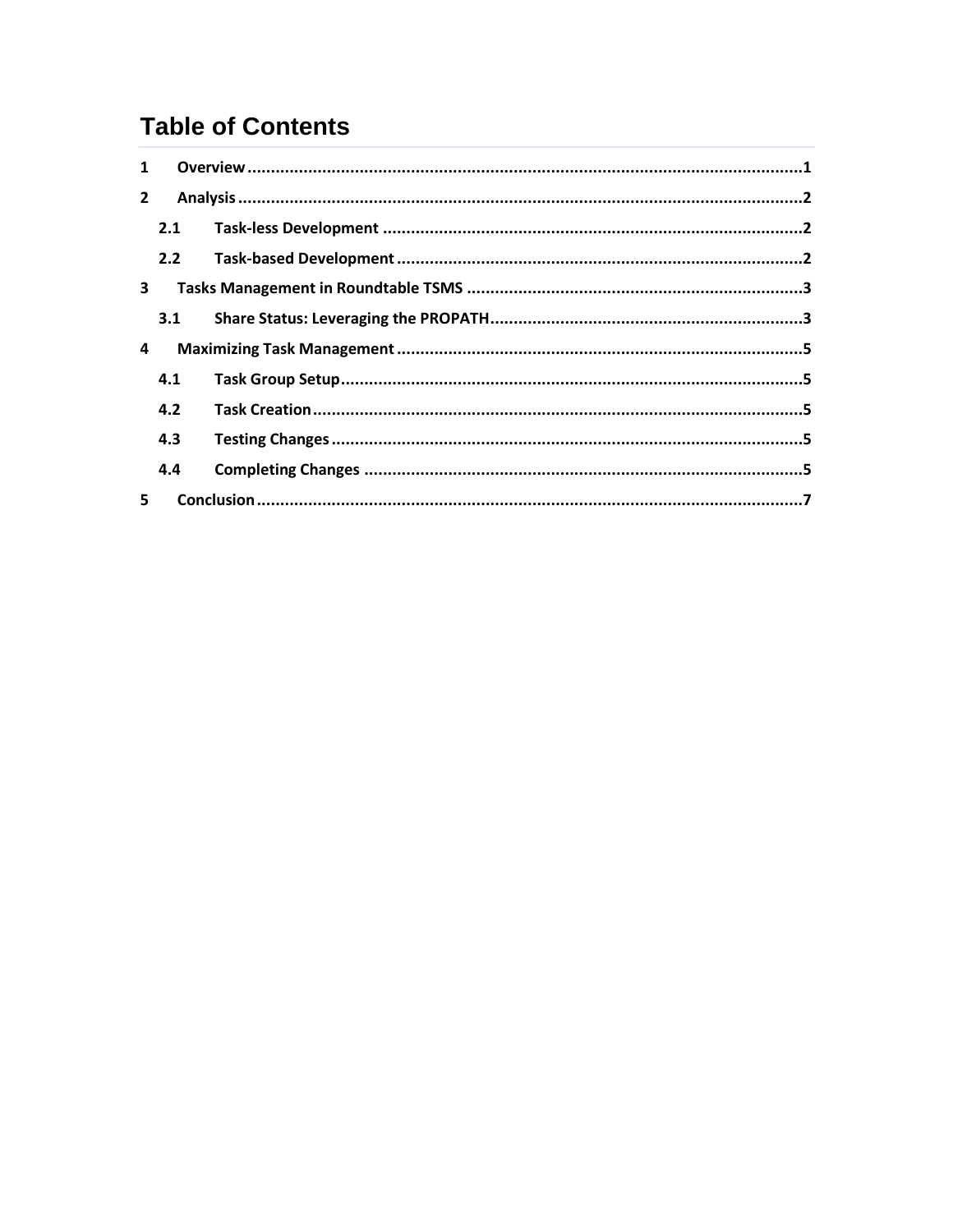# Table of Contents

1 Overview ....................................................................................................................1

2 Analysis .....................................................................................................................2

2.1 Task-less Development ..........................................................................................2

2.2 Task-based Development .......................................................................................2

3 Tasks Management in Roundtable TSMS .....................................................................3

3.1 Share Status: Leveraging the PROPATH...................................................................3

4 Maximizing Task Management ......................................................................................5

4.1 Task Group Setup....................................................................................................5

4.2 Task Creation..........................................................................................................5

4.3 Testing Changes......................................................................................................5

4.4 Completing Changes ..............................................................................................5

5 Conclusion ...................................................................................................................7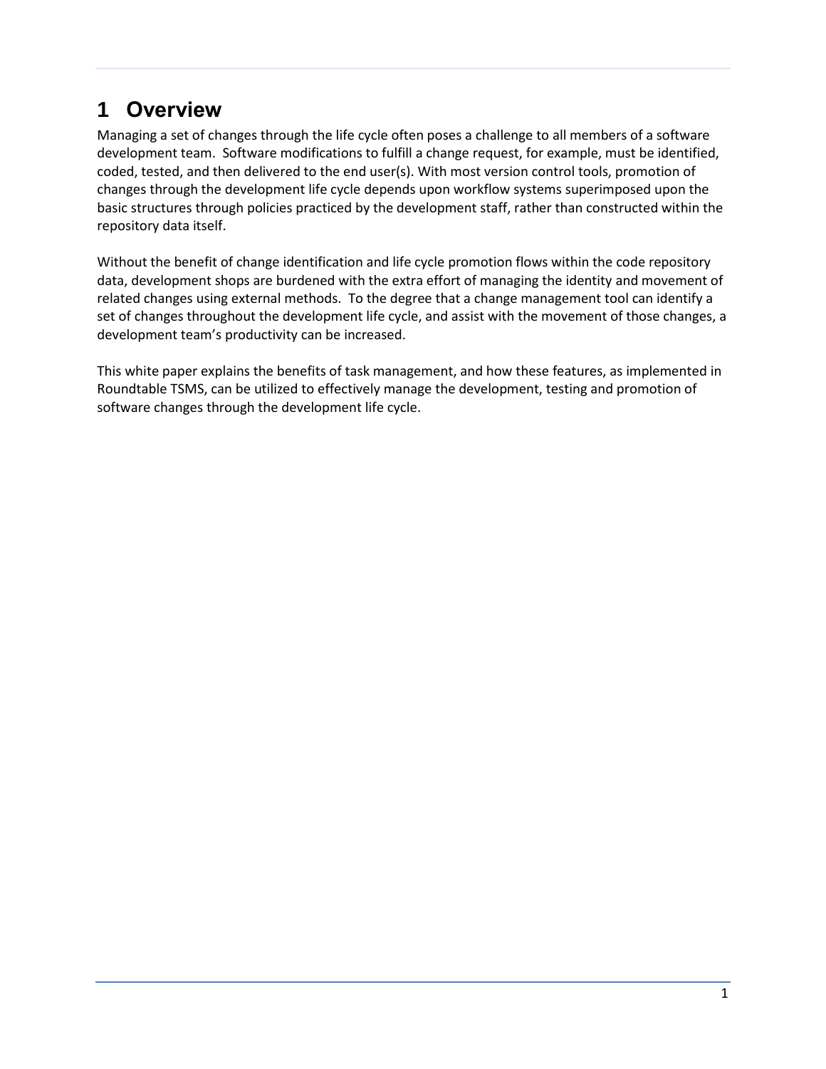# 1 Overview

Managing a set of changes through the life cycle often poses a challenge to all members of a software development team. Software modifications to fulfill a change request, for example, must be identified, coded, tested, and then delivered to the end user(s). With most version control tools, promotion of changes through the development life cycle depends upon workflow systems superimposed upon the basic structures through policies practiced by the development staff, rather than constructed within the repository data itself.

Without the benefit of change identification and life cycle promotion flows within the code repository data, development shops are burdened with the extra effort of managing the identity and movement of related changes using external methods. To the degree that a change management tool can identify a set of changes throughout the development life cycle, and assist with the movement of those changes, a development team's productivity can be increased.

This white paper explains the benefits of task management, and how these features, as implemented in Roundtable TSMS, can be utilized to effectively manage the development, testing and promotion of software changes through the development life cycle.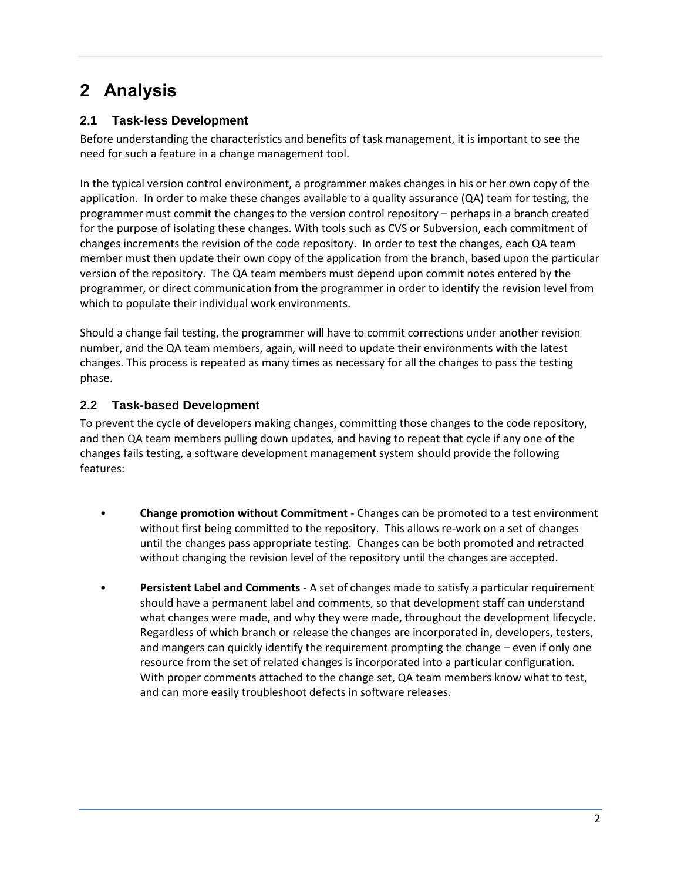# 2 Analysis

## 2.1 Task-less Development

Before understanding the characteristics and benefits of task management, it is important to see the need for such a feature in a change management tool.

In the typical version control environment, a programmer makes changes in his or her own copy of the application. In order to make these changes available to a quality assurance (QA) team for testing, the programmer must commit the changes to the version control repository – perhaps in a branch created for the purpose of isolating these changes. With tools such as CVS or Subversion, each commitment of changes increments the revision of the code repository. In order to test the changes, each QA team member must then update their own copy of the application from the branch, based upon the particular version of the repository. The QA team members must depend upon commit notes entered by the programmer, or direct communication from the programmer in order to identify the revision level from which to populate their individual work environments.

Should a change fail testing, the programmer will have to commit corrections under another revision number, and the QA team members, again, will need to update their environments with the latest changes. This process is repeated as many times as necessary for all the changes to pass the testing phase.

## 2.2 Task-based Development

To prevent the cycle of developers making changes, committing those changes to the code repository, and then QA team members pulling down updates, and having to repeat that cycle if any one of the changes fails testing, a software development management system should provide the following features:

- **Change promotion without Commitment** - Changes can be promoted to a test environment without first being committed to the repository. This allows re-work on a set of changes until the changes pass appropriate testing. Changes can be both promoted and retracted without changing the revision level of the repository until the changes are accepted.

- **Persistent Label and Comments** - A set of changes made to satisfy a particular requirement should have a permanent label and comments, so that development staff can understand what changes were made, and why they were made, throughout the development lifecycle. Regardless of which branch or release the changes are incorporated in, developers, testers, and mangers can quickly identify the requirement prompting the change – even if only one resource from the set of related changes is incorporated into a particular configuration. With proper comments attached to the change set, QA team members know what to test, and can more easily troubleshoot defects in software releases.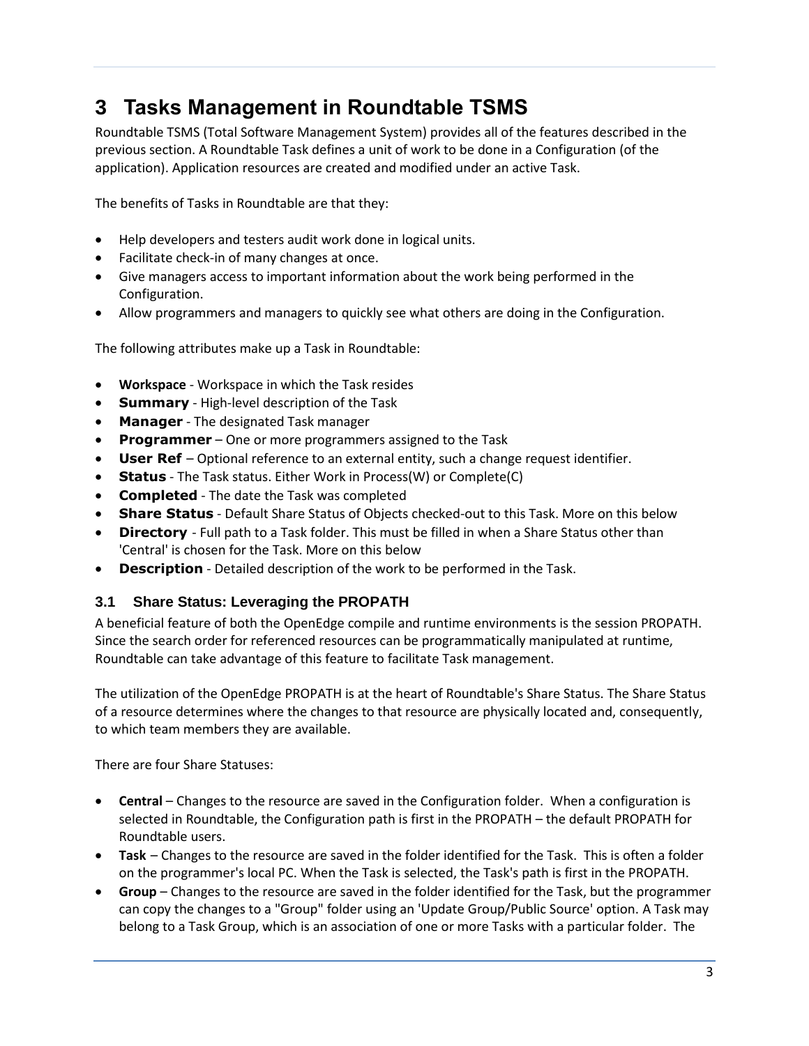# 3 Tasks Management in Roundtable TSMS

Roundtable TSMS (Total Software Management System) provides all of the features described in the previous section. A Roundtable Task defines a unit of work to be done in a Configuration (of the application). Application resources are created and modified under an active Task.

The benefits of Tasks in Roundtable are that they:

- Help developers and testers audit work done in logical units.
- Facilitate check-in of many changes at once.
- Give managers access to important information about the work being performed in the Configuration.
- Allow programmers and managers to quickly see what others are doing in the Configuration.

The following attributes make up a Task in Roundtable:

- **Workspace** - Workspace in which the Task resides
- **Summary** - High-level description of the Task
- **Manager** - The designated Task manager
- **Programmer** – One or more programmers assigned to the Task
- **User Ref** – Optional reference to an external entity, such a change request identifier.
- **Status** - The Task status. Either Work in Process(W) or Complete(C)
- **Completed** - The date the Task was completed
- **Share Status** - Default Share Status of Objects checked-out to this Task. More on this below
- **Directory** - Full path to a Task folder. This must be filled in when a Share Status other than 'Central' is chosen for the Task. More on this below
- **Description** - Detailed description of the work to be performed in the Task.

## 3.1 Share Status: Leveraging the PROPATH

A beneficial feature of both the OpenEdge compile and runtime environments is the session PROPATH. Since the search order for referenced resources can be programmatically manipulated at runtime, Roundtable can take advantage of this feature to facilitate Task management.

The utilization of the OpenEdge PROPATH is at the heart of Roundtable's Share Status. The Share Status of a resource determines where the changes to that resource are physically located and, consequently, to which team members they are available.

There are four Share Statuses:

- **Central** – Changes to the resource are saved in the Configuration folder. When a configuration is selected in Roundtable, the Configuration path is first in the PROPATH – the default PROPATH for Roundtable users.
- **Task** – Changes to the resource are saved in the folder identified for the Task. This is often a folder on the programmer's local PC. When the Task is selected, the Task's path is first in the PROPATH.
- **Group** – Changes to the resource are saved in the folder identified for the Task, but the programmer can copy the changes to a "Group" folder using an 'Update Group/Public Source' option. A Task may belong to a Task Group, which is an association of one or more Tasks with a particular folder. The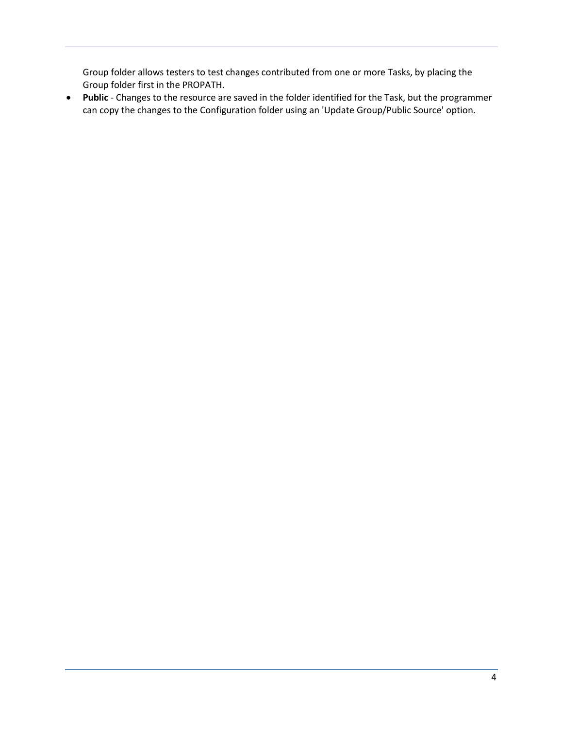Group folder allows testers to test changes contributed from one or more Tasks, by placing the Group folder first in the PROPATH.

- **Public** - Changes to the resource are saved in the folder identified for the Task, but the programmer can copy the changes to the Configuration folder using an 'Update Group/Public Source' option.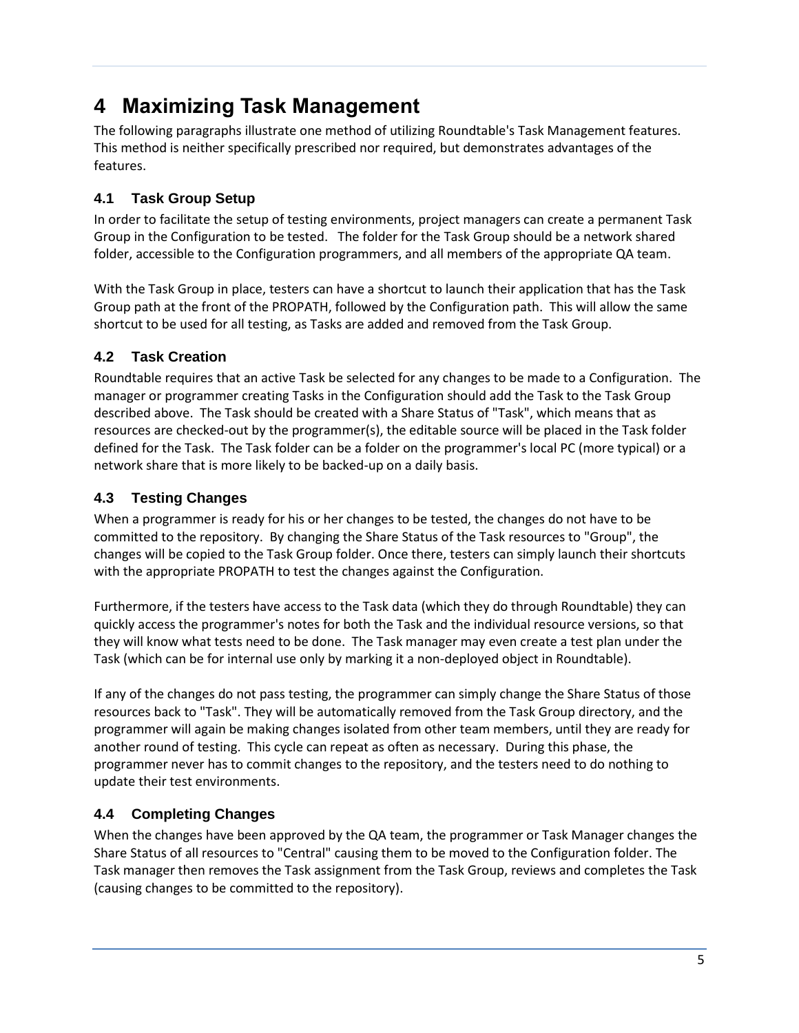# 4 Maximizing Task Management

The following paragraphs illustrate one method of utilizing Roundtable's Task Management features. This method is neither specifically prescribed nor required, but demonstrates advantages of the features.

## 4.1 Task Group Setup

In order to facilitate the setup of testing environments, project managers can create a permanent Task Group in the Configuration to be tested. The folder for the Task Group should be a network shared folder, accessible to the Configuration programmers, and all members of the appropriate QA team.

With the Task Group in place, testers can have a shortcut to launch their application that has the Task Group path at the front of the PROPATH, followed by the Configuration path. This will allow the same shortcut to be used for all testing, as Tasks are added and removed from the Task Group.

## 4.2 Task Creation

Roundtable requires that an active Task be selected for any changes to be made to a Configuration. The manager or programmer creating Tasks in the Configuration should add the Task to the Task Group described above. The Task should be created with a Share Status of "Task", which means that as resources are checked-out by the programmer(s), the editable source will be placed in the Task folder defined for the Task. The Task folder can be a folder on the programmer's local PC (more typical) or a network share that is more likely to be backed-up on a daily basis.

## 4.3 Testing Changes

When a programmer is ready for his or her changes to be tested, the changes do not have to be committed to the repository. By changing the Share Status of the Task resources to "Group", the changes will be copied to the Task Group folder. Once there, testers can simply launch their shortcuts with the appropriate PROPATH to test the changes against the Configuration.

Furthermore, if the testers have access to the Task data (which they do through Roundtable) they can quickly access the programmer's notes for both the Task and the individual resource versions, so that they will know what tests need to be done. The Task manager may even create a test plan under the Task (which can be for internal use only by marking it a non-deployed object in Roundtable).

If any of the changes do not pass testing, the programmer can simply change the Share Status of those resources back to "Task". They will be automatically removed from the Task Group directory, and the programmer will again be making changes isolated from other team members, until they are ready for another round of testing. This cycle can repeat as often as necessary. During this phase, the programmer never has to commit changes to the repository, and the testers need to do nothing to update their test environments.

## 4.4 Completing Changes

When the changes have been approved by the QA team, the programmer or Task Manager changes the Share Status of all resources to "Central" causing them to be moved to the Configuration folder. The Task manager then removes the Task assignment from the Task Group, reviews and completes the Task (causing changes to be committed to the repository).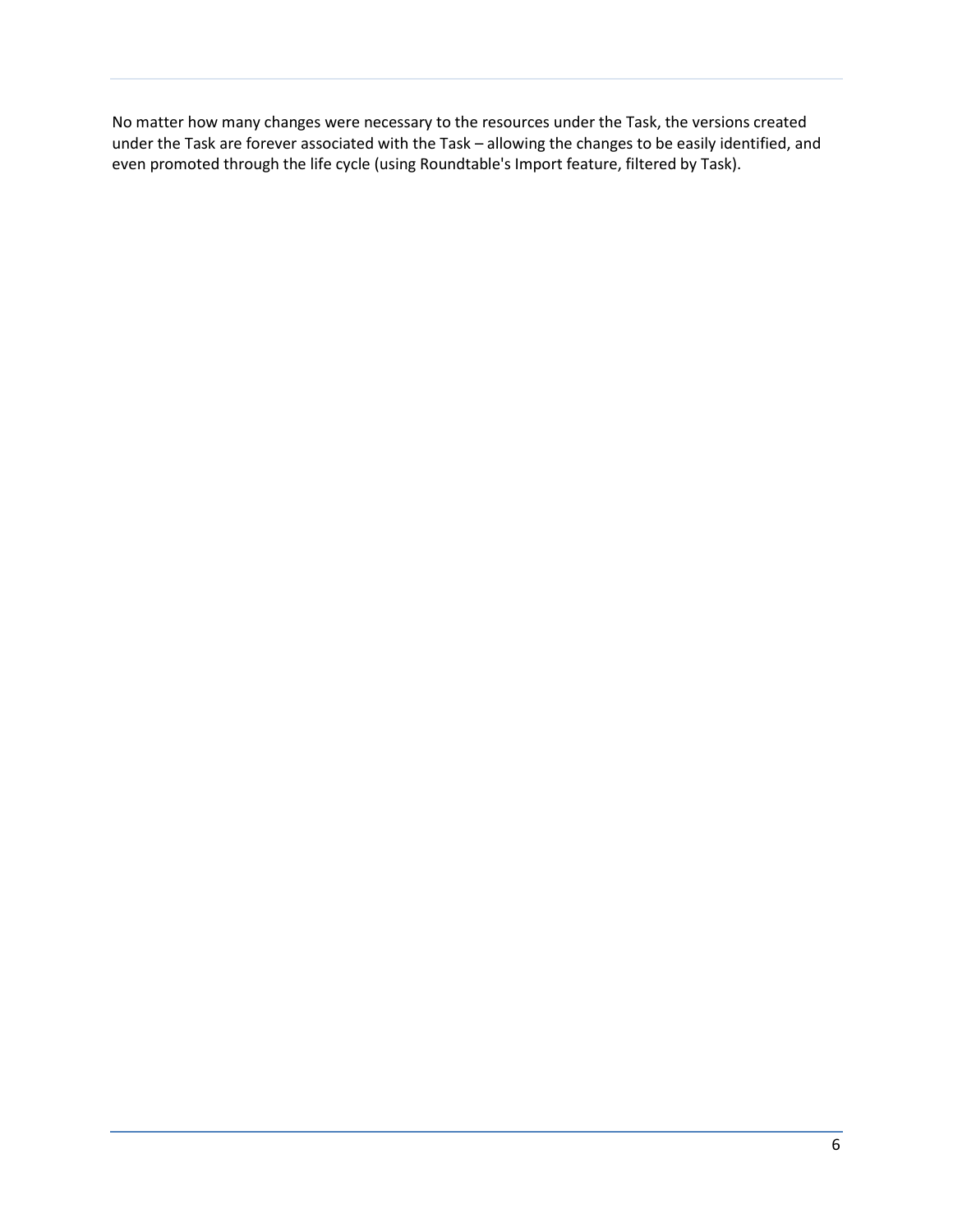No matter how many changes were necessary to the resources under the Task, the versions created under the Task are forever associated with the Task – allowing the changes to be easily identified, and even promoted through the life cycle (using Roundtable's Import feature, filtered by Task).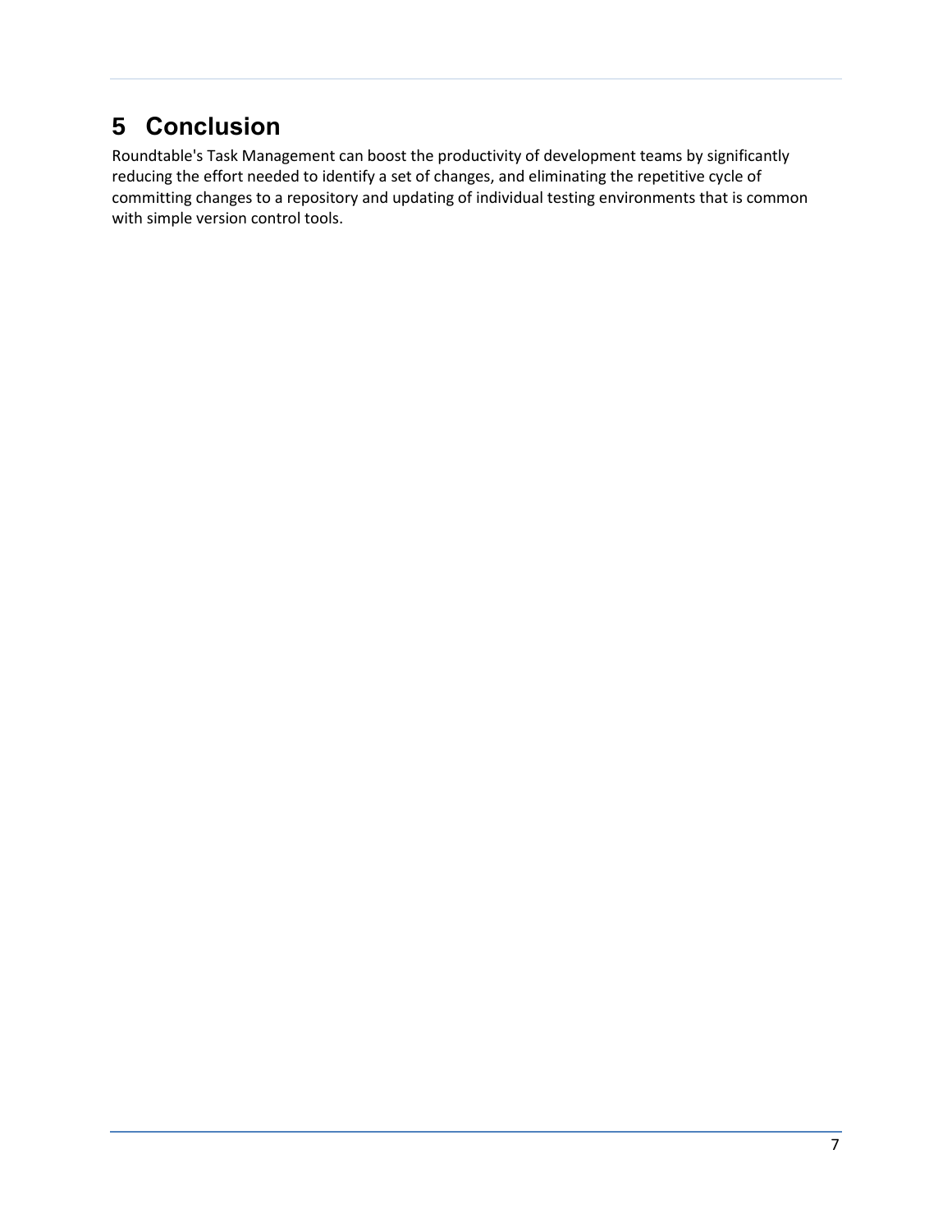# 5 Conclusion

Roundtable's Task Management can boost the productivity of development teams by significantly reducing the effort needed to identify a set of changes, and eliminating the repetitive cycle of committing changes to a repository and updating of individual testing environments that is common with simple version control tools.